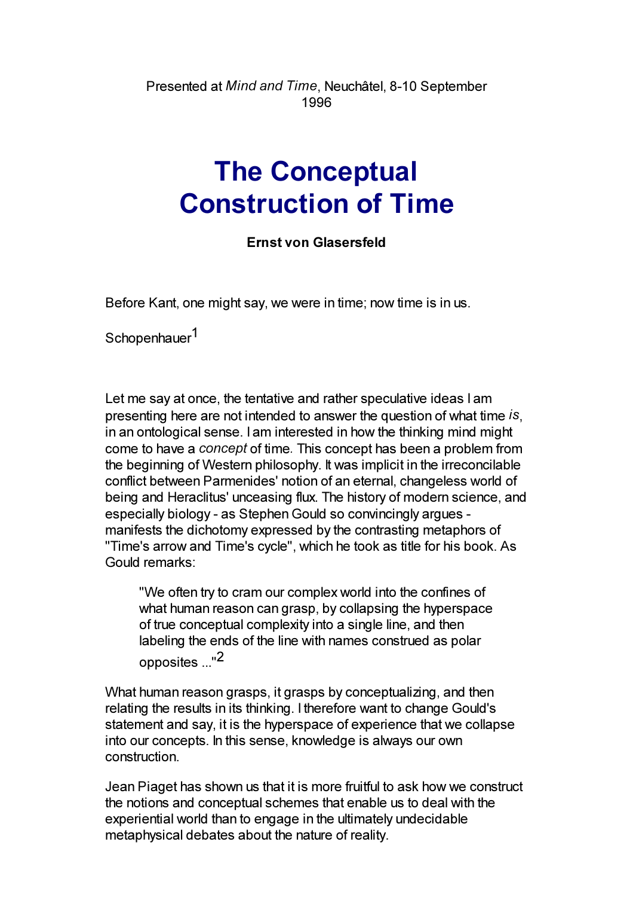Presented at *Mind and Time*, Neuchâtel, 8-10 September 1996

# The Conceptual Construction of Time

**Ernst von Glasersfeld**

Before Kant, one might say, we were in time; now time is in us.

Schopenhauer[1]

Let me say at once, the tentative and rather speculative ideas I am presenting here are not intended to answer the question of what time *is*, in an ontological sense. I am interested in how the thinking mind might come to have a *concept* of time. This concept has been a problem from the beginning of Western philosophy. It was implicit in the irreconcilable conflict between Parmenides' notion of an eternal, changeless world of being and Heraclitus' unceasing flux. The history of modern science, and especially biology - as Stephen Gould so convincingly argues - manifests the dichotomy expressed by the contrasting metaphors of "Time's arrow and Time's cycle", which he took as title for his book. As Gould remarks:

> "We often try to cram our complex world into the confines of what human reason can grasp, by collapsing the hyperspace of true conceptual complexity into a single line, and then labeling the ends of the line with names construed as polar opposites ..."[2]

What human reason grasps, it grasps by conceptualizing, and then relating the results in its thinking. I therefore want to change Gould's statement and say, it is the hyperspace of experience that we collapse into our concepts. In this sense, knowledge is always our own construction.

Jean Piaget has shown us that it is more fruitful to ask how we construct the notions and conceptual schemes that enable us to deal with the experiential world than to engage in the ultimately undecidable metaphysical debates about the nature of reality.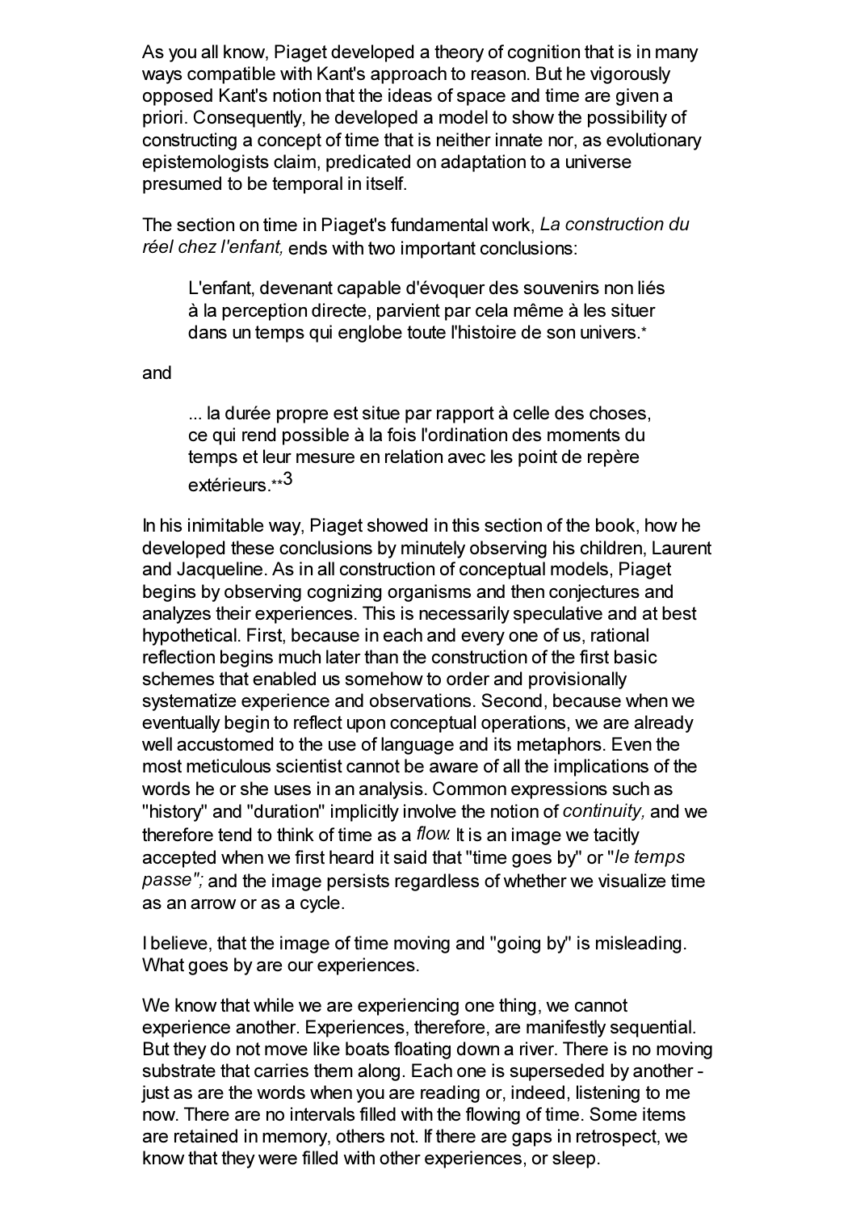As you all know, Piaget developed a theory of cognition that is in many ways compatible with Kant's approach to reason. But he vigorously opposed Kant's notion that the ideas of space and time are given a priori. Consequently, he developed a model to show the possibility of constructing a concept of time that is neither innate nor, as evolutionary epistemologists claim, predicated on adaptation to a universe presumed to be temporal in itself.

The section on time in Piaget's fundamental work, *La construction du réel chez l'enfant,* ends with two important conclusions:

> L'enfant, devenant capable d'évoquer des souvenirs non liés à la perception directe, parvient par cela même à les situer dans un temps qui englobe toute l'histoire de son univers.*

and

> ... la durée propre est situe par rapport à celle des choses, ce qui rend possible à la fois l'ordination des moments du temps et leur mesure en relation avec les point de repère extérieurs.**[3]

In his inimitable way, Piaget showed in this section of the book, how he developed these conclusions by minutely observing his children, Laurent and Jacqueline. As in all construction of conceptual models, Piaget begins by observing cognizing organisms and then conjectures and analyzes their experiences. This is necessarily speculative and at best hypothetical. First, because in each and every one of us, rational reflection begins much later than the construction of the first basic schemes that enabled us somehow to order and provisionally systematize experience and observations. Second, because when we eventually begin to reflect upon conceptual operations, we are already well accustomed to the use of language and its metaphors. Even the most meticulous scientist cannot be aware of all the implications of the words he or she uses in an analysis. Common expressions such as "history" and "duration" implicitly involve the notion of *continuity,* and we therefore tend to think of time as a *flow.* It is an image we tacitly accepted when we first heard it said that "time goes by" or "*le temps passe";* and the image persists regardless of whether we visualize time as an arrow or as a cycle.

I believe, that the image of time moving and "going by" is misleading. What goes by are our experiences.

We know that while we are experiencing one thing, we cannot experience another. Experiences, therefore, are manifestly sequential. But they do not move like boats floating down a river. There is no moving substrate that carries them along. Each one is superseded by another - just as are the words when you are reading or, indeed, listening to me now. There are no intervals filled with the flowing of time. Some items are retained in memory, others not. If there are gaps in retrospect, we know that they were filled with other experiences, or sleep.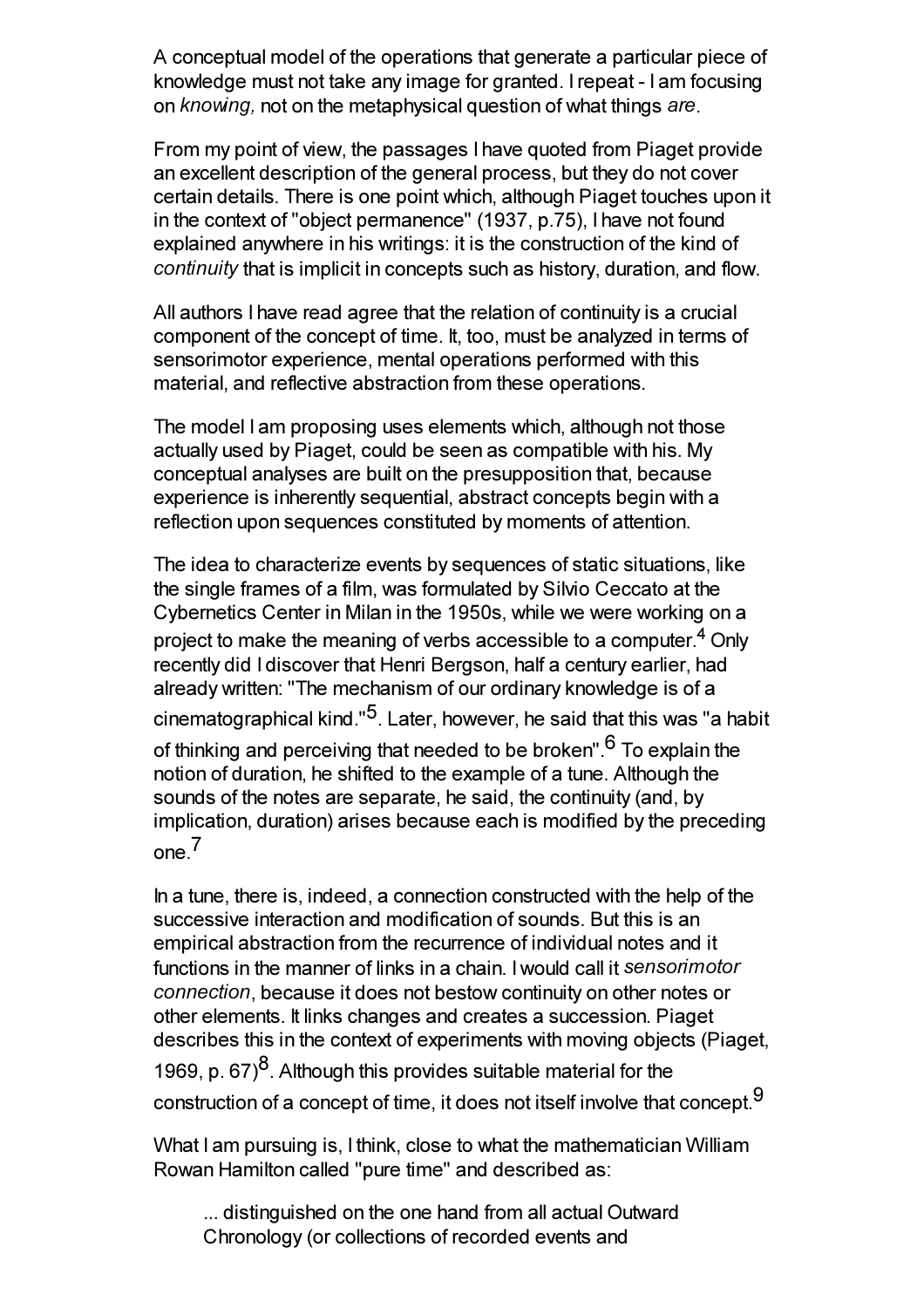A conceptual model of the operations that generate a particular piece of knowledge must not take any image for granted. I repeat - I am focusing on *knowing,* not on the metaphysical question of what things *are*.

From my point of view, the passages I have quoted from Piaget provide an excellent description of the general process, but they do not cover certain details. There is one point which, although Piaget touches upon it in the context of "object permanence" (1937, p.75), I have not found explained anywhere in his writings: it is the construction of the kind of *continuity* that is implicit in concepts such as history, duration, and flow.

All authors I have read agree that the relation of continuity is a crucial component of the concept of time. It, too, must be analyzed in terms of sensorimotor experience, mental operations performed with this material, and reflective abstraction from these operations.

The model I am proposing uses elements which, although not those actually used by Piaget, could be seen as compatible with his. My conceptual analyses are built on the presupposition that, because experience is inherently sequential, abstract concepts begin with a reflection upon sequences constituted by moments of attention.

The idea to characterize events by sequences of static situations, like the single frames of a film, was formulated by Silvio Ceccato at the Cybernetics Center in Milan in the 1950s, while we were working on a project to make the meaning of verbs accessible to a computer.[4] Only recently did I discover that Henri Bergson, half a century earlier, had already written: "The mechanism of our ordinary knowledge is of a cinematographical kind."[5]. Later, however, he said that this was "a habit of thinking and perceiving that needed to be broken".[6] To explain the notion of duration, he shifted to the example of a tune. Although the sounds of the notes are separate, he said, the continuity (and, by implication, duration) arises because each is modified by the preceding one.[7]

In a tune, there is, indeed, a connection constructed with the help of the successive interaction and modification of sounds. But this is an empirical abstraction from the recurrence of individual notes and it functions in the manner of links in a chain. I would call it *sensorimotor connection*, because it does not bestow continuity on other notes or other elements. It links changes and creates a succession. Piaget describes this in the context of experiments with moving objects (Piaget, 1969, p. 67)[8]. Although this provides suitable material for the construction of a concept of time, it does not itself involve that concept.[9]

What I am pursuing is, I think, close to what the mathematician William Rowan Hamilton called "pure time" and described as:

> ... distinguished on the one hand from all actual Outward Chronology (or collections of recorded events and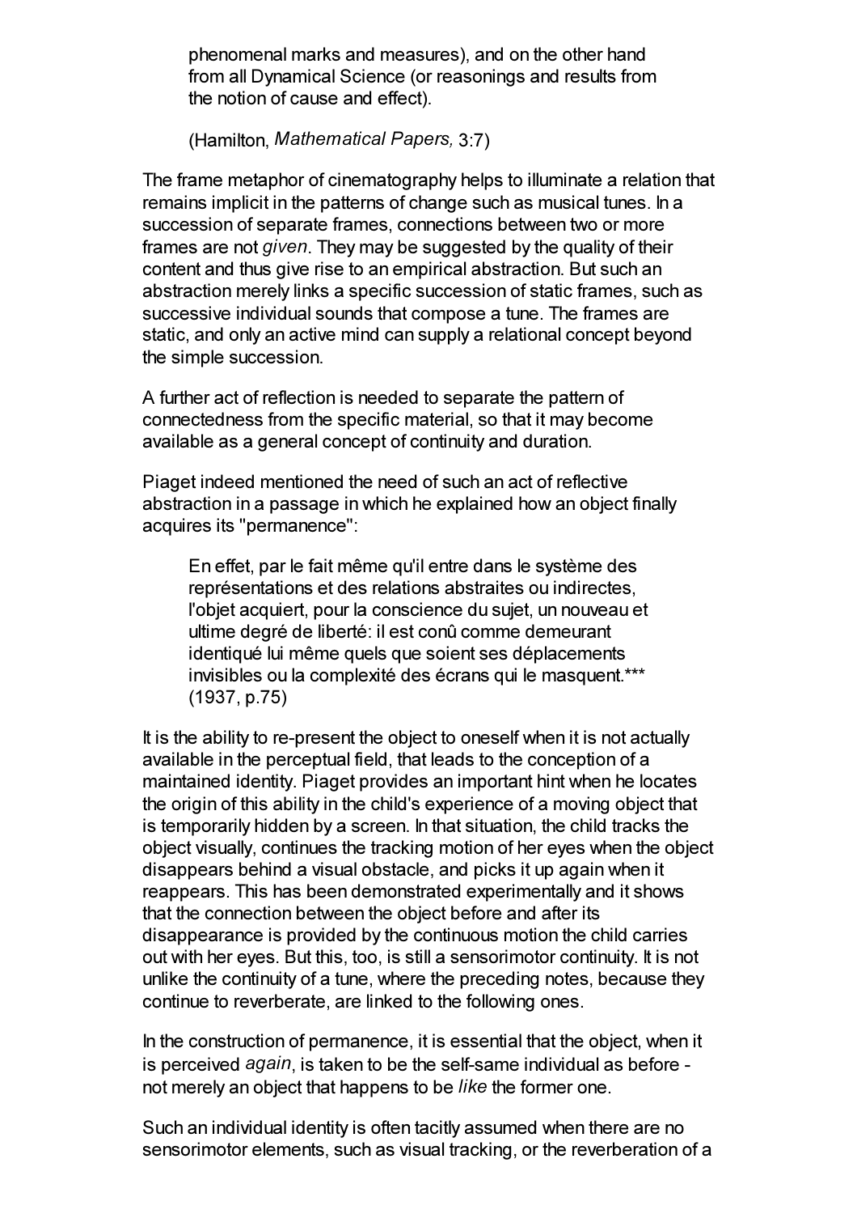> phenomenal marks and measures), and on the other hand from all Dynamical Science (or reasonings and results from the notion of cause and effect).
>
> (Hamilton, *Mathematical Papers,* 3:7)

The frame metaphor of cinematography helps to illuminate a relation that remains implicit in the patterns of change such as musical tunes. In a succession of separate frames, connections between two or more frames are not *given*. They may be suggested by the quality of their content and thus give rise to an empirical abstraction. But such an abstraction merely links a specific succession of static frames, such as successive individual sounds that compose a tune. The frames are static, and only an active mind can supply a relational concept beyond the simple succession.

A further act of reflection is needed to separate the pattern of connectedness from the specific material, so that it may become available as a general concept of continuity and duration.

Piaget indeed mentioned the need of such an act of reflective abstraction in a passage in which he explained how an object finally acquires its "permanence":

> En effet, par le fait même qu'il entre dans le système des représentations et des relations abstraites ou indirectes, l'objet acquiert, pour la conscience du sujet, un nouveau et ultime degré de liberté: il est conû comme demeurant identiqué lui même quels que soient ses déplacements invisibles ou la complexité des écrans qui le masquent.*** (1937, p.75)

It is the ability to re-present the object to oneself when it is not actually available in the perceptual field, that leads to the conception of a maintained identity. Piaget provides an important hint when he locates the origin of this ability in the child's experience of a moving object that is temporarily hidden by a screen. In that situation, the child tracks the object visually, continues the tracking motion of her eyes when the object disappears behind a visual obstacle, and picks it up again when it reappears. This has been demonstrated experimentally and it shows that the connection between the object before and after its disappearance is provided by the continuous motion the child carries out with her eyes. But this, too, is still a sensorimotor continuity. It is not unlike the continuity of a tune, where the preceding notes, because they continue to reverberate, are linked to the following ones.

In the construction of permanence, it is essential that the object, when it is perceived *again*, is taken to be the self-same individual as before - not merely an object that happens to be *like* the former one.

Such an individual identity is often tacitly assumed when there are no sensorimotor elements, such as visual tracking, or the reverberation of a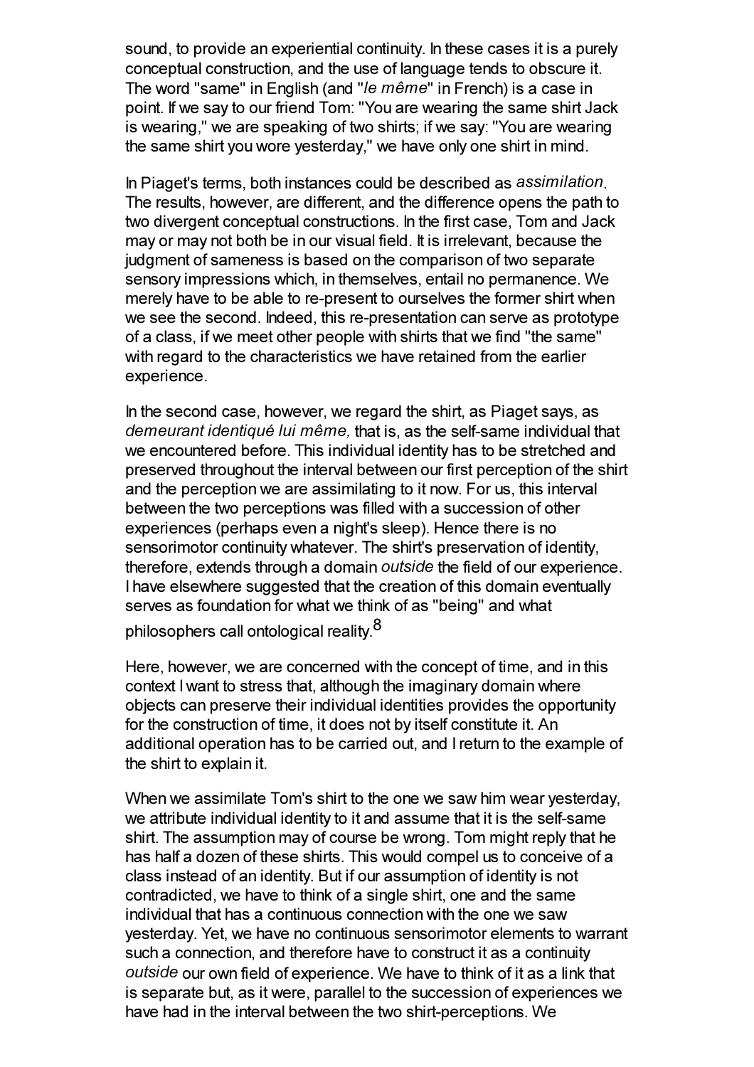sound, to provide an experiential continuity. In these cases it is a purely conceptual construction, and the use of language tends to obscure it. The word "same" in English (and "*le même*" in French) is a case in point. If we say to our friend Tom: "You are wearing the same shirt Jack is wearing," we are speaking of two shirts; if we say: "You are wearing the same shirt you wore yesterday," we have only one shirt in mind.

In Piaget's terms, both instances could be described as *assimilation*. The results, however, are different, and the difference opens the path to two divergent conceptual constructions. In the first case, Tom and Jack may or may not both be in our visual field. It is irrelevant, because the judgment of sameness is based on the comparison of two separate sensory impressions which, in themselves, entail no permanence. We merely have to be able to re-present to ourselves the former shirt when we see the second. Indeed, this re-presentation can serve as prototype of a class, if we meet other people with shirts that we find "the same" with regard to the characteristics we have retained from the earlier experience.

In the second case, however, we regard the shirt, as Piaget says, as *demeurant identiqué lui même,* that is, as the self-same individual that we encountered before. This individual identity has to be stretched and preserved throughout the interval between our first perception of the shirt and the perception we are assimilating to it now. For us, this interval between the two perceptions was filled with a succession of other experiences (perhaps even a night's sleep). Hence there is no sensorimotor continuity whatever. The shirt's preservation of identity, therefore, extends through a domain *outside* the field of our experience. I have elsewhere suggested that the creation of this domain eventually serves as foundation for what we think of as "being" and what philosophers call ontological reality.[8]

Here, however, we are concerned with the concept of time, and in this context I want to stress that, although the imaginary domain where objects can preserve their individual identities provides the opportunity for the construction of time, it does not by itself constitute it. An additional operation has to be carried out, and I return to the example of the shirt to explain it.

When we assimilate Tom's shirt to the one we saw him wear yesterday, we attribute individual identity to it and assume that it is the self-same shirt. The assumption may of course be wrong. Tom might reply that he has half a dozen of these shirts. This would compel us to conceive of a class instead of an identity. But if our assumption of identity is not contradicted, we have to think of a single shirt, one and the same individual that has a continuous connection with the one we saw yesterday. Yet, we have no continuous sensorimotor elements to warrant such a connection, and therefore have to construct it as a continuity *outside* our own field of experience. We have to think of it as a link that is separate but, as it were, parallel to the succession of experiences we have had in the interval between the two shirt-perceptions. We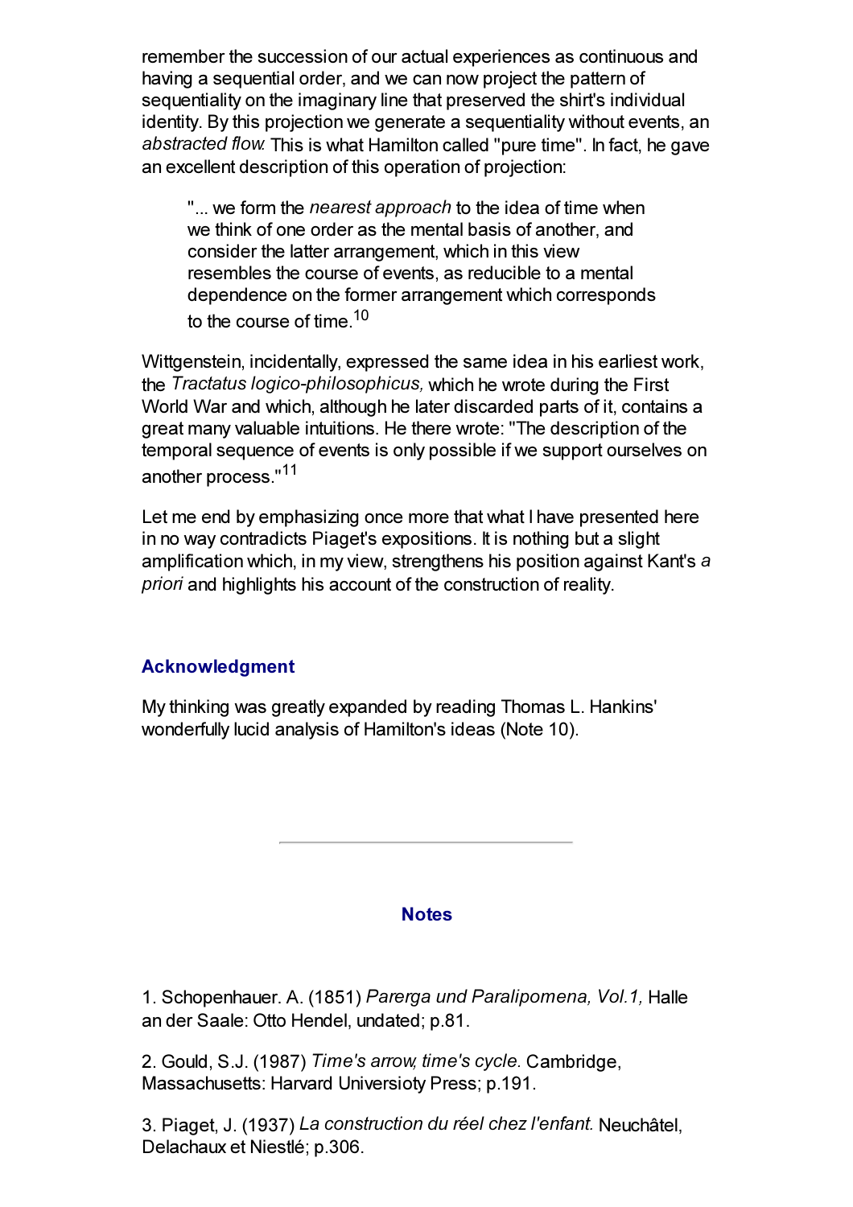remember the succession of our actual experiences as continuous and having a sequential order, and we can now project the pattern of sequentiality on the imaginary line that preserved the shirt's individual identity. By this projection we generate a sequentiality without events, an *abstracted flow*. This is what Hamilton called "pure time". In fact, he gave an excellent description of this operation of projection:

> "... we form the *nearest approach* to the idea of time when we think of one order as the mental basis of another, and consider the latter arrangement, which in this view resembles the course of events, as reducible to a mental dependence on the former arrangement which corresponds to the course of time.[10]

Wittgenstein, incidentally, expressed the same idea in his earliest work, the *Tractatus logico-philosophicus,* which he wrote during the First World War and which, although he later discarded parts of it, contains a great many valuable intuitions. He there wrote: "The description of the temporal sequence of events is only possible if we support ourselves on another process."[11]

Let me end by emphasizing once more that what I have presented here in no way contradicts Piaget's expositions. It is nothing but a slight amplification which, in my view, strengthens his position against Kant's *a priori* and highlights his account of the construction of reality.

## Acknowledgment

My thinking was greatly expanded by reading Thomas L. Hankins' wonderfully lucid analysis of Hamilton's ideas (Note 10).

---

## Notes

1. Schopenhauer. A. (1851) *Parerga und Paralipomena, Vol.1,* Halle an der Saale: Otto Hendel, undated; p.81.

2. Gould, S.J. (1987) *Time's arrow, time's cycle.* Cambridge, Massachusetts: Harvard Universioty Press; p.191.

3. Piaget, J. (1937) *La construction du réel chez l'enfant.* Neuchâtel, Delachaux et Niestlé; p.306.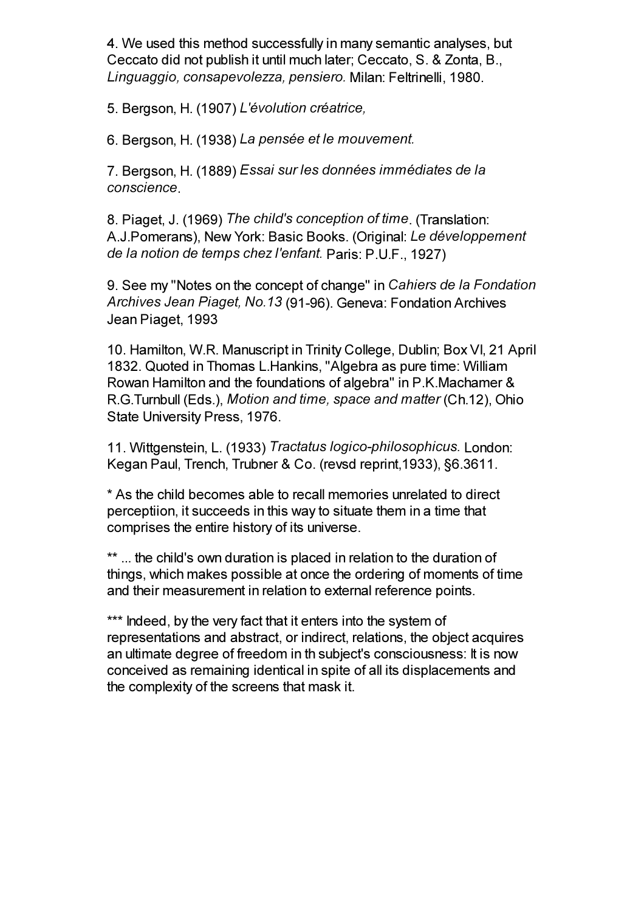4. We used this method successfully in many semantic analyses, but Ceccato did not publish it until much later; Ceccato, S. & Zonta, B., *Linguaggio, consapevolezza, pensiero.* Milan: Feltrinelli, 1980.

5. Bergson, H. (1907) *L'évolution créatrice,*

6. Bergson, H. (1938) *La pensée et le mouvement.*

7. Bergson, H. (1889) *Essai sur les données immédiates de la conscience*.

8. Piaget, J. (1969) *The child's conception of time*. (Translation: A.J.Pomerans), New York: Basic Books. (Original: *Le développement de la notion de temps chez l'enfant.* Paris: P.U.F., 1927)

9. See my "Notes on the concept of change" in *Cahiers de la Fondation Archives Jean Piaget, No.13* (91-96). Geneva: Fondation Archives Jean Piaget, 1993

10. Hamilton, W.R. Manuscript in Trinity College, Dublin; Box VI, 21 April 1832. Quoted in Thomas L.Hankins, "Algebra as pure time: William Rowan Hamilton and the foundations of algebra" in P.K.Machamer & R.G.Turnbull (Eds.), *Motion and time, space and matter* (Ch.12), Ohio State University Press, 1976.

11. Wittgenstein, L. (1933) *Tractatus logico-philosophicus.* London: Kegan Paul, Trench, Trubner & Co. (revsd reprint,1933), §6.3611.

* As the child becomes able to recall memories unrelated to direct perceptiion, it succeeds in this way to situate them in a time that comprises the entire history of its universe.

** ... the child's own duration is placed in relation to the duration of things, which makes possible at once the ordering of moments of time and their measurement in relation to external reference points.

*** Indeed, by the very fact that it enters into the system of representations and abstract, or indirect, relations, the object acquires an ultimate degree of freedom in th subject's consciousness: It is now conceived as remaining identical in spite of all its displacements and the complexity of the screens that mask it.